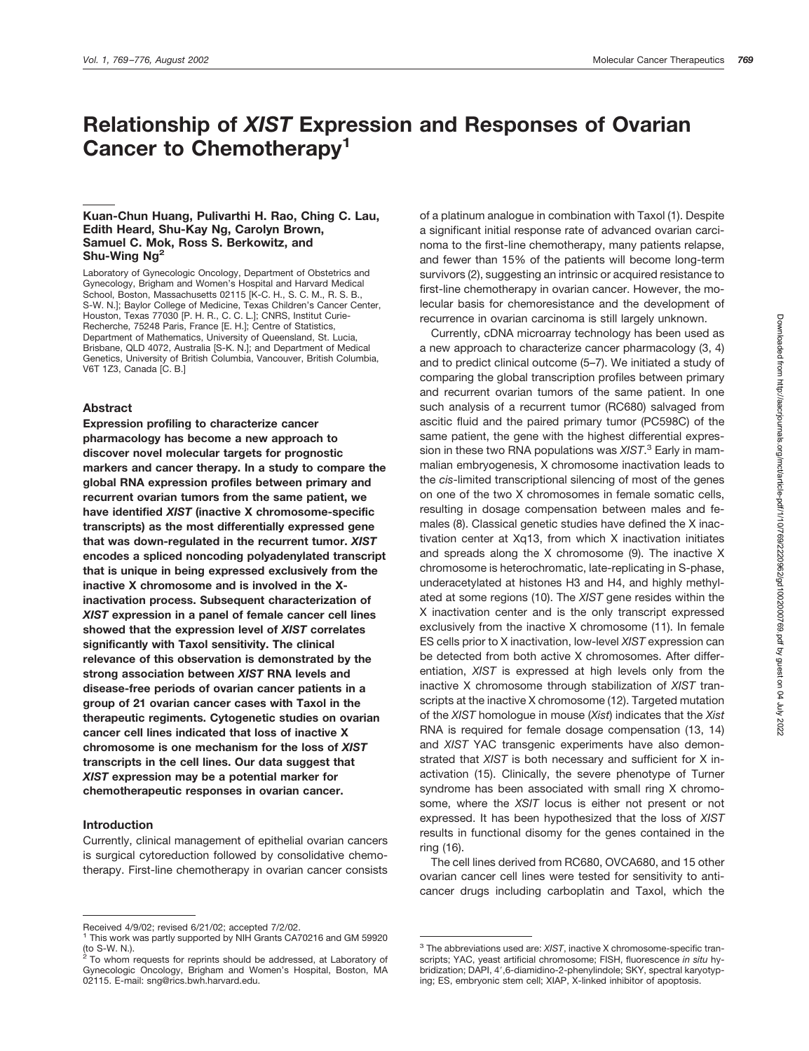# Relationship of *XIST* Expression and Responses of Ovarian Cancer to Chemotherapy[1]

**Kuan-Chun Huang, Pulivarthi H. Rao, Ching C. Lau, Edith Heard, Shu-Kay Ng, Carolyn Brown, Samuel C. Mok, Ross S. Berkowitz, and Shu-Wing Ng[2]**

Laboratory of Gynecologic Oncology, Department of Obstetrics and Gynecology, Brigham and Women's Hospital and Harvard Medical School, Boston, Massachusetts 02115 [K-C. H., S. C. M., R. S. B., S-W. N.]; Baylor College of Medicine, Texas Children's Cancer Center, Houston, Texas 77030 [P. H. R., C. C. L.]; CNRS, Institut Curie-Recherche, 75248 Paris, France [E. H.]; Centre of Statistics, Department of Mathematics, University of Queensland, St. Lucia, Brisbane, QLD 4072, Australia [S-K. N.]; and Department of Medical Genetics, University of British Columbia, Vancouver, British Columbia, V6T 1Z3, Canada [C. B.]

## Abstract

**Expression profiling to characterize cancer pharmacology has become a new approach to discover novel molecular targets for prognostic markers and cancer therapy. In a study to compare the global RNA expression profiles between primary and recurrent ovarian tumors from the same patient, we have identified *XIST* (inactive X chromosome-specific transcripts) as the most differentially expressed gene that was down-regulated in the recurrent tumor. *XIST* encodes a spliced noncoding polyadenylated transcript that is unique in being expressed exclusively from the inactive X chromosome and is involved in the X-inactivation process. Subsequent characterization of *XIST* expression in a panel of female cancer cell lines showed that the expression level of *XIST* correlates significantly with Taxol sensitivity. The clinical relevance of this observation is demonstrated by the strong association between *XIST* RNA levels and disease-free periods of ovarian cancer patients in a group of 21 ovarian cancer cases with Taxol in the therapeutic regiments. Cytogenetic studies on ovarian cancer cell lines indicated that loss of inactive X chromosome is one mechanism for the loss of *XIST* transcripts in the cell lines. Our data suggest that *XIST* expression may be a potential marker for chemotherapeutic responses in ovarian cancer.**

## Introduction

Currently, clinical management of epithelial ovarian cancers is surgical cytoreduction followed by consolidative chemotherapy. First-line chemotherapy in ovarian cancer consists of a platinum analogue in combination with Taxol (1). Despite a significant initial response rate of advanced ovarian carcinoma to the first-line chemotherapy, many patients relapse, and fewer than 15% of the patients will become long-term survivors (2), suggesting an intrinsic or acquired resistance to first-line chemotherapy in ovarian cancer. However, the molecular basis for chemoresistance and the development of recurrence in ovarian carcinoma is still largely unknown.

Currently, cDNA microarray technology has been used as a new approach to characterize cancer pharmacology (3, 4) and to predict clinical outcome (5–7). We initiated a study of comparing the global transcription profiles between primary and recurrent ovarian tumors of the same patient. In one such analysis of a recurrent tumor (RC680) salvaged from ascitic fluid and the paired primary tumor (PC598C) of the same patient, the gene with the highest differential expression in these two RNA populations was *XIST*.[3] Early in mammalian embryogenesis, X chromosome inactivation leads to the *cis*-limited transcriptional silencing of most of the genes on one of the two X chromosomes in female somatic cells, resulting in dosage compensation between males and females (8). Classical genetic studies have defined the X inactivation center at Xq13, from which X inactivation initiates and spreads along the X chromosome (9). The inactive X chromosome is heterochromatic, late-replicating in S-phase, underacetylated at histones H3 and H4, and highly methylated at some regions (10). The *XIST* gene resides within the X inactivation center and is the only transcript expressed exclusively from the inactive X chromosome (11). In female ES cells prior to X inactivation, low-level *XIST* expression can be detected from both active X chromosomes. After differentiation, *XIST* is expressed at high levels only from the inactive X chromosome through stabilization of *XIST* transcripts at the inactive X chromosome (12). Targeted mutation of the *XIST* homologue in mouse (*Xist*) indicates that the *Xist* RNA is required for female dosage compensation (13, 14) and *XIST* YAC transgenic experiments have also demonstrated that *XIST* is both necessary and sufficient for X inactivation (15). Clinically, the severe phenotype of Turner syndrome has been associated with small ring X chromosome, where the *XSIT* locus is either not present or not expressed. It has been hypothesized that the loss of *XIST* results in functional disomy for the genes contained in the ring (16).

The cell lines derived from RC680, OVCA680, and 15 other ovarian cancer cell lines were tested for sensitivity to anticancer drugs including carboplatin and Taxol, which the

---

Received 4/9/02; revised 6/21/02; accepted 7/2/02.

[1] This work was partly supported by NIH Grants CA70216 and GM 59920 (to S-W. N.).

[2] To whom requests for reprints should be addressed, at Laboratory of Gynecologic Oncology, Brigham and Women's Hospital, Boston, MA 02115. E-mail: sng@rics.bwh.harvard.edu.

[3] The abbreviations used are: *XIST*, inactive X chromosome-specific transcripts; YAC, yeast artificial chromosome; FISH, fluorescence *in situ* hybridization; DAPI, 4′,6-diamidino-2-phenylindole; SKY, spectral karyotyping; ES, embryonic stem cell; XIAP, X-linked inhibitor of apoptosis.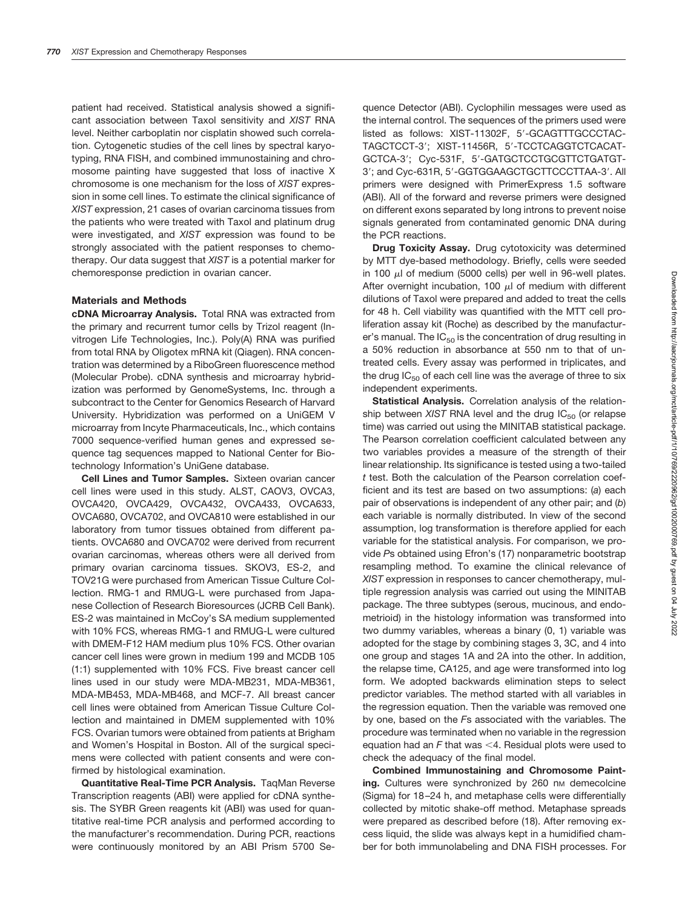patient had received. Statistical analysis showed a significant association between Taxol sensitivity and *XIST* RNA level. Neither carboplatin nor cisplatin showed such correlation. Cytogenetic studies of the cell lines by spectral karyotyping, RNA FISH, and combined immunostaining and chromosome painting have suggested that loss of inactive X chromosome is one mechanism for the loss of *XIST* expression in some cell lines. To estimate the clinical significance of *XIST* expression, 21 cases of ovarian carcinoma tissues from the patients who were treated with Taxol and platinum drug were investigated, and *XIST* expression was found to be strongly associated with the patient responses to chemotherapy. Our data suggest that *XIST* is a potential marker for chemoresponse prediction in ovarian cancer.

## Materials and Methods

**cDNA Microarray Analysis.** Total RNA was extracted from the primary and recurrent tumor cells by Trizol reagent (Invitrogen Life Technologies, Inc.). Poly(A) RNA was purified from total RNA by Oligotex mRNA kit (Qiagen). RNA concentration was determined by a RiboGreen fluorescence method (Molecular Probe). cDNA synthesis and microarray hybridization was performed by GenomeSystems, Inc. through a subcontract to the Center for Genomics Research of Harvard University. Hybridization was performed on a UniGEM V microarray from Incyte Pharmaceuticals, Inc., which contains 7000 sequence-verified human genes and expressed sequence tag sequences mapped to National Center for Biotechnology Information's UniGene database.

**Cell Lines and Tumor Samples.** Sixteen ovarian cancer cell lines were used in this study. ALST, CAOV3, OVCA3, OVCA420, OVCA429, OVCA432, OVCA433, OVCA633, OVCA680, OVCA702, and OVCA810 were established in our laboratory from tumor tissues obtained from different patients. OVCA680 and OVCA702 were derived from recurrent ovarian carcinomas, whereas others were all derived from primary ovarian carcinoma tissues. SKOV3, ES-2, and TOV21G were purchased from American Tissue Culture Collection. RMG-1 and RMUG-L were purchased from Japanese Collection of Research Bioresources (JCRB Cell Bank). ES-2 was maintained in McCoy's SA medium supplemented with 10% FCS, whereas RMG-1 and RMUG-L were cultured with DMEM-F12 HAM medium plus 10% FCS. Other ovarian cancer cell lines were grown in medium 199 and MCDB 105 (1:1) supplemented with 10% FCS. Five breast cancer cell lines used in our study were MDA-MB231, MDA-MB361, MDA-MB453, MDA-MB468, and MCF-7. All breast cancer cell lines were obtained from American Tissue Culture Collection and maintained in DMEM supplemented with 10% FCS. Ovarian tumors were obtained from patients at Brigham and Women's Hospital in Boston. All of the surgical specimens were collected with patient consents and were confirmed by histological examination.

**Quantitative Real-Time PCR Analysis.** TaqMan Reverse Transcription reagents (ABI) were applied for cDNA synthesis. The SYBR Green reagents kit (ABI) was used for quantitative real-time PCR analysis and performed according to the manufacturer's recommendation. During PCR, reactions were continuously monitored by an ABI Prism 5700 Sequence Detector (ABI). Cyclophilin messages were used as the internal control. The sequences of the primers used were listed as follows: XIST-11302F, 5′-GCAGTTTGCCCTACTAGCTCCT-3′; XIST-11456R, 5′-TCCTCAGGTCTCACATGCTCA-3′; Cyc-531F, 5′-GATGCTCCTGCGTTCTGATGT-3′; and Cyc-631R, 5′-GGTGGAAGCTGCTTCCCTTAA-3′. All primers were designed with PrimerExpress 1.5 software (ABI). All of the forward and reverse primers were designed on different exons separated by long introns to prevent noise signals generated from contaminated genomic DNA during the PCR reactions.

**Drug Toxicity Assay.** Drug cytotoxicity was determined by MTT dye-based methodology. Briefly, cells were seeded in 100 μl of medium (5000 cells) per well in 96-well plates. After overnight incubation, 100 μl of medium with different dilutions of Taxol were prepared and added to treat the cells for 48 h. Cell viability was quantified with the MTT cell proliferation assay kit (Roche) as described by the manufacturer's manual. The $IC_{50}$ is the concentration of drug resulting in a 50% reduction in absorbance at 550 nm to that of untreated cells. Every assay was performed in triplicates, and the drug $IC_{50}$ of each cell line was the average of three to six independent experiments.

**Statistical Analysis.** Correlation analysis of the relationship between *XIST* RNA level and the drug $IC_{50}$ (or relapse time) was carried out using the MINITAB statistical package. The Pearson correlation coefficient calculated between any two variables provides a measure of the strength of their linear relationship. Its significance is tested using a two-tailed *t* test. Both the calculation of the Pearson correlation coefficient and its test are based on two assumptions: (*a*) each pair of observations is independent of any other pair; and (*b*) each variable is normally distributed. In view of the second assumption, log transformation is therefore applied for each variable for the statistical analysis. For comparison, we provide *P*s obtained using Efron's (17) nonparametric bootstrap resampling method. To examine the clinical relevance of *XIST* expression in responses to cancer chemotherapy, multiple regression analysis was carried out using the MINITAB package. The three subtypes (serous, mucinous, and endometrioid) in the histology information was transformed into two dummy variables, whereas a binary (0, 1) variable was adopted for the stage by combining stages 3, 3C, and 4 into one group and stages 1A and 2A into the other. In addition, the relapse time, CA125, and age were transformed into log form. We adopted backwards elimination steps to select predictor variables. The method started with all variables in the regression equation. Then the variable was removed one by one, based on the *F*s associated with the variables. The procedure was terminated when no variable in the regression equation had an *F* that was $<4$. Residual plots were used to check the adequacy of the final model.

**Combined Immunostaining and Chromosome Painting.** Cultures were synchronized by 260 nM demecolcine (Sigma) for 18–24 h, and metaphase cells were differentially collected by mitotic shake-off method. Metaphase spreads were prepared as described before (18). After removing excess liquid, the slide was always kept in a humidified chamber for both immunolabeling and DNA FISH processes. For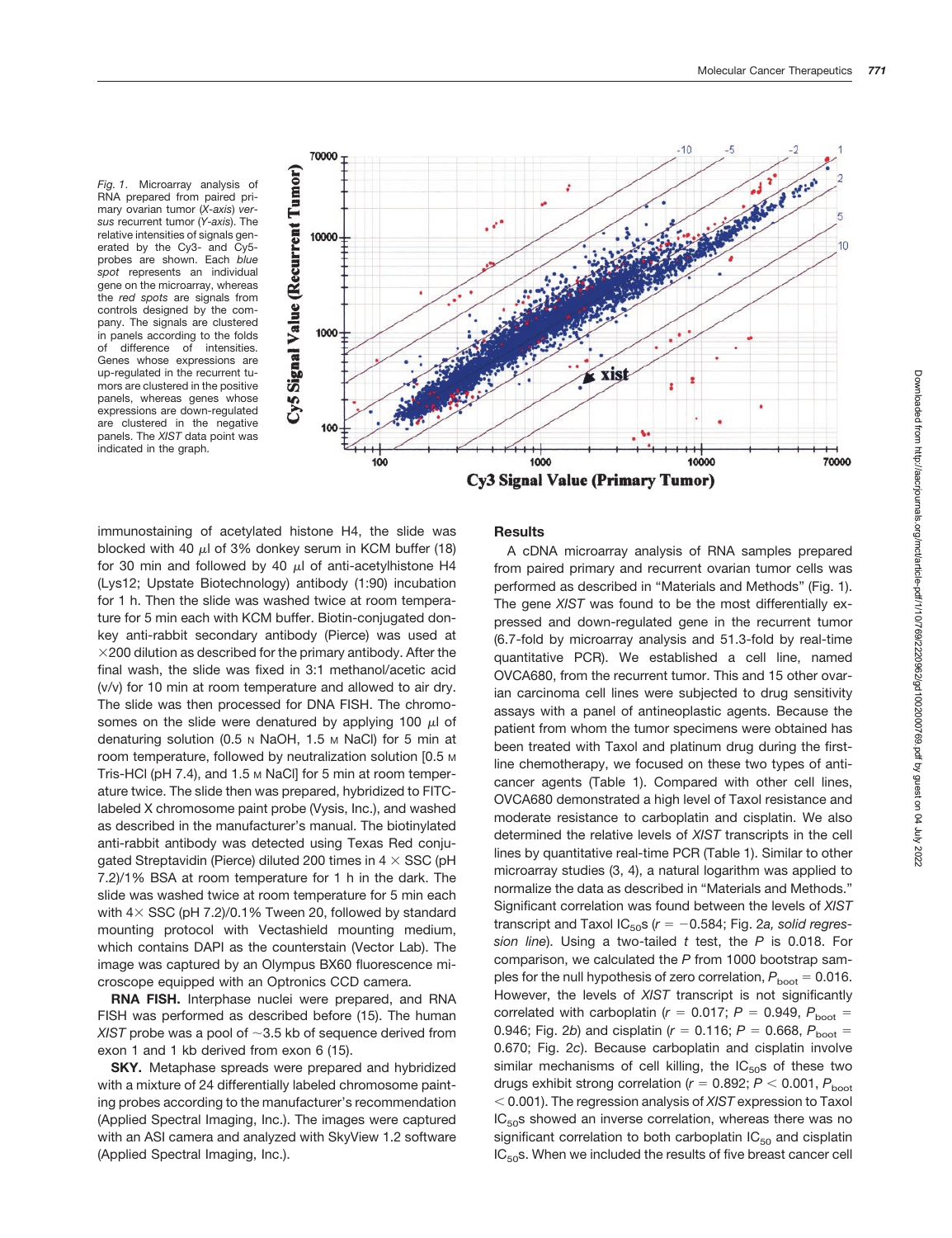*Fig. 1.* Microarray analysis of RNA prepared from paired primary ovarian tumor (*X-axis*) *versus* recurrent tumor (*Y-axis*). The relative intensities of signals generated by the Cy3- and Cy5-probes are shown. Each *blue spot* represents an individual gene on the microarray, whereas the *red spots* are signals from controls designed by the company. The signals are clustered in panels according to the folds of difference of intensities. Genes whose expressions are up-regulated in the recurrent tumors are clustered in the positive panels, whereas genes whose expressions are down-regulated are clustered in the negative panels. The *XIST* data point was indicated in the graph.

immunostaining of acetylated histone H4, the slide was blocked with 40 μl of 3% donkey serum in KCM buffer (18) for 30 min and followed by 40 μl of anti-acetylhistone H4 (Lys12; Upstate Biotechnology) antibody (1:90) incubation for 1 h. Then the slide was washed twice at room temperature for 5 min each with KCM buffer. Biotin-conjugated donkey anti-rabbit secondary antibody (Pierce) was used at ×200 dilution as described for the primary antibody. After the final wash, the slide was fixed in 3:1 methanol/acetic acid (v/v) for 10 min at room temperature and allowed to air dry. The slide was then processed for DNA FISH. The chromosomes on the slide were denatured by applying 100 μl of denaturing solution (0.5 N NaOH, 1.5 M NaCl) for 5 min at room temperature, followed by neutralization solution [0.5 M Tris-HCl (pH 7.4), and 1.5 M NaCl] for 5 min at room temperature twice. The slide then was prepared, hybridized to FITC-labeled X chromosome paint probe (Vysis, Inc.), and washed as described in the manufacturer's manual. The biotinylated anti-rabbit antibody was detected using Texas Red conjugated Streptavidin (Pierce) diluted 200 times in 4 × SSC (pH 7.2)/1% BSA at room temperature for 1 h in the dark. The slide was washed twice at room temperature for 5 min each with 4× SSC (pH 7.2)/0.1% Tween 20, followed by standard mounting protocol with Vectashield mounting medium, which contains DAPI as the counterstain (Vector Lab). The image was captured by an Olympus BX60 fluorescence microscope equipped with an Optronics CCD camera.

**RNA FISH.** Interphase nuclei were prepared, and RNA FISH was performed as described before (15). The human *XIST* probe was a pool of ~3.5 kb of sequence derived from exon 1 and 1 kb derived from exon 6 (15).

**SKY.** Metaphase spreads were prepared and hybridized with a mixture of 24 differentially labeled chromosome painting probes according to the manufacturer's recommendation (Applied Spectral Imaging, Inc.). The images were captured with an ASI camera and analyzed with SkyView 1.2 software (Applied Spectral Imaging, Inc.).

## Results

A cDNA microarray analysis of RNA samples prepared from paired primary and recurrent ovarian tumor cells was performed as described in "Materials and Methods" (Fig. 1). The gene *XIST* was found to be the most differentially expressed and down-regulated gene in the recurrent tumor (6.7-fold by microarray analysis and 51.3-fold by real-time quantitative PCR). We established a cell line, named OVCA680, from the recurrent tumor. This and 15 other ovarian carcinoma cell lines were subjected to drug sensitivity assays with a panel of antineoplastic agents. Because the patient from whom the tumor specimens were obtained has been treated with Taxol and platinum drug during the first-line chemotherapy, we focused on these two types of anticancer agents (Table 1). Compared with other cell lines, OVCA680 demonstrated a high level of Taxol resistance and moderate resistance to carboplatin and cisplatin. We also determined the relative levels of *XIST* transcripts in the cell lines by quantitative real-time PCR (Table 1). Similar to other microarray studies (3, 4), a natural logarithm was applied to normalize the data as described in "Materials and Methods." Significant correlation was found between the levels of *XIST* transcript and Taxol $IC_{50}$s ($r = -0.584$; Fig. 2*a, solid regression line*). Using a two-tailed *t* test, the $P$ is 0.018. For comparison, we calculated the $P$ from 1000 bootstrap samples for the null hypothesis of zero correlation, $P_{boot} = 0.016$. However, the levels of *XIST* transcript is not significantly correlated with carboplatin ($r = 0.017$; $P = 0.949$, $P_{boot} = 0.946$; Fig. 2*b*) and cisplatin ($r = 0.116$; $P = 0.668$, $P_{boot} = 0.670$; Fig. 2*c*). Because carboplatin and cisplatin involve similar mechanisms of cell killing, the $IC_{50}$s of these two drugs exhibit strong correlation ($r = 0.892$; $P < 0.001$, $P_{boot} < 0.001$). The regression analysis of *XIST* expression to Taxol $IC_{50}$s showed an inverse correlation, whereas there was no significant correlation to both carboplatin $IC_{50}$ and cisplatin $IC_{50}$s. When we included the results of five breast cancer cell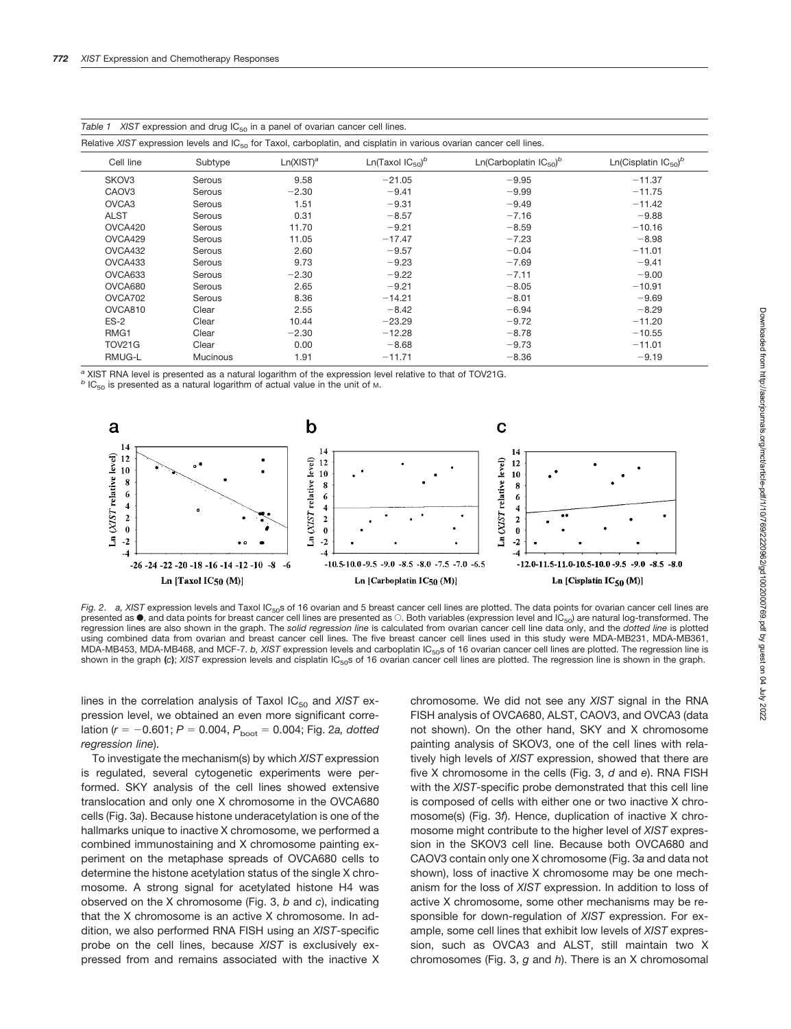*Table 1* *XIST* expression and drug $IC_{50}$ in a panel of ovarian cancer cell lines.

Relative *XIST* expression levels and $IC_{50}$ for Taxol, carboplatin, and cisplatin in various ovarian cancer cell lines.

| Cell line | Subtype | Ln(XIST)[a] | Ln(Taxol $IC_{50}$)[b] | Ln(Carboplatin $IC_{50}$)[b] | Ln(Cisplatin $IC_{50}$)[b] |
|---|---|---|---|---|---|
| SKOV3 | Serous | 9.58 | −21.05 | −9.95 | −11.37 |
| CAOV3 | Serous | −2.30 | −9.41 | −9.99 | −11.75 |
| OVCA3 | Serous | 1.51 | −9.31 | −9.49 | −11.42 |
| ALST | Serous | 0.31 | −8.57 | −7.16 | −9.88 |
| OVCA420 | Serous | 11.70 | −9.21 | −8.59 | −10.16 |
| OVCA429 | Serous | 11.05 | −17.47 | −7.23 | −8.98 |
| OVCA432 | Serous | 2.60 | −9.57 | −0.04 | −11.01 |
| OVCA433 | Serous | 9.73 | −9.23 | −7.69 | −9.41 |
| OVCA633 | Serous | −2.30 | −9.22 | −7.11 | −9.00 |
| OVCA680 | Serous | 2.65 | −9.21 | −8.05 | −10.91 |
| OVCA702 | Serous | 8.36 | −14.21 | −8.01 | −9.69 |
| OVCA810 | Clear | 2.55 | −8.42 | −6.94 | −8.29 |
| ES-2 | Clear | 10.44 | −23.29 | −9.72 | −11.20 |
| RMG1 | Clear | −2.30 | −12.28 | −8.78 | −10.55 |
| TOV21G | Clear | 0.00 | −8.68 | −9.73 | −11.01 |
| RMUG-L | Mucinous | 1.91 | −11.71 | −8.36 | −9.19 |

[a] XIST RNA level is presented as a natural logarithm of the expression level relative to that of TOV21G.
[b] $IC_{50}$ is presented as a natural logarithm of actual value in the unit of M.

*Fig. 2. a, XIST* expression levels and Taxol $IC_{50}$s of 16 ovarian and 5 breast cancer cell lines are plotted. The data points for ovarian cancer cell lines are presented as ●, and data points for breast cancer cell lines are presented as ○. Both variables (expression level and $IC_{50}$) are natural log-transformed. The regression lines are also shown in the graph. The *solid regression line* is calculated from ovarian cancer cell line data only, and the *dotted line* is plotted using combined data from ovarian and breast cancer cell lines. The five breast cancer cell lines used in this study were MDA-MB231, MDA-MB361, MDA-MB453, MDA-MB468, and MCF-7. *b, XIST* expression levels and carboplatin $IC_{50}$s of 16 ovarian cancer cell lines are plotted. The regression line is shown in the graph **(c)**; *XIST* expression levels and cisplatin $IC_{50}$s of 16 ovarian cancer cell lines are plotted. The regression line is shown in the graph.

lines in the correlation analysis of Taxol $IC_{50}$ and *XIST* expression level, we obtained an even more significant correlation ($r = -0.601$; $P = 0.004$, $P_{boot} = 0.004$; Fig. 2*a, dotted regression line*).

To investigate the mechanism(s) by which *XIST* expression is regulated, several cytogenetic experiments were performed. SKY analysis of the cell lines showed extensive translocation and only one X chromosome in the OVCA680 cells (Fig. 3*a*). Because histone underacetylation is one of the hallmarks unique to inactive X chromosome, we performed a combined immunostaining and X chromosome painting experiment on the metaphase spreads of OVCA680 cells to determine the histone acetylation status of the single X chromosome. A strong signal for acetylated histone H4 was observed on the X chromosome (Fig. 3, *b* and *c*), indicating that the X chromosome is an active X chromosome. In addition, we also performed RNA FISH using an *XIST*-specific probe on the cell lines, because *XIST* is exclusively expressed from and remains associated with the inactive X chromosome. We did not see any *XIST* signal in the RNA FISH analysis of OVCA680, ALST, CAOV3, and OVCA3 (data not shown). On the other hand, SKY and X chromosome painting analysis of SKOV3, one of the cell lines with relatively high levels of *XIST* expression, showed that there are five X chromosome in the cells (Fig. 3, *d* and *e*). RNA FISH with the *XIST*-specific probe demonstrated that this cell line is composed of cells with either one or two inactive X chromosome(s) (Fig. 3*f*). Hence, duplication of inactive X chromosome might contribute to the higher level of *XIST* expression in the SKOV3 cell line. Because both OVCA680 and CAOV3 contain only one X chromosome (Fig. 3*a* and data not shown), loss of inactive X chromosome may be one mechanism for the loss of *XIST* expression. In addition to loss of active X chromosome, some other mechanisms may be responsible for down-regulation of *XIST* expression. For example, some cell lines that exhibit low levels of *XIST* expression, such as OVCA3 and ALST, still maintain two X chromosomes (Fig. 3, *g* and *h*). There is an X chromosomal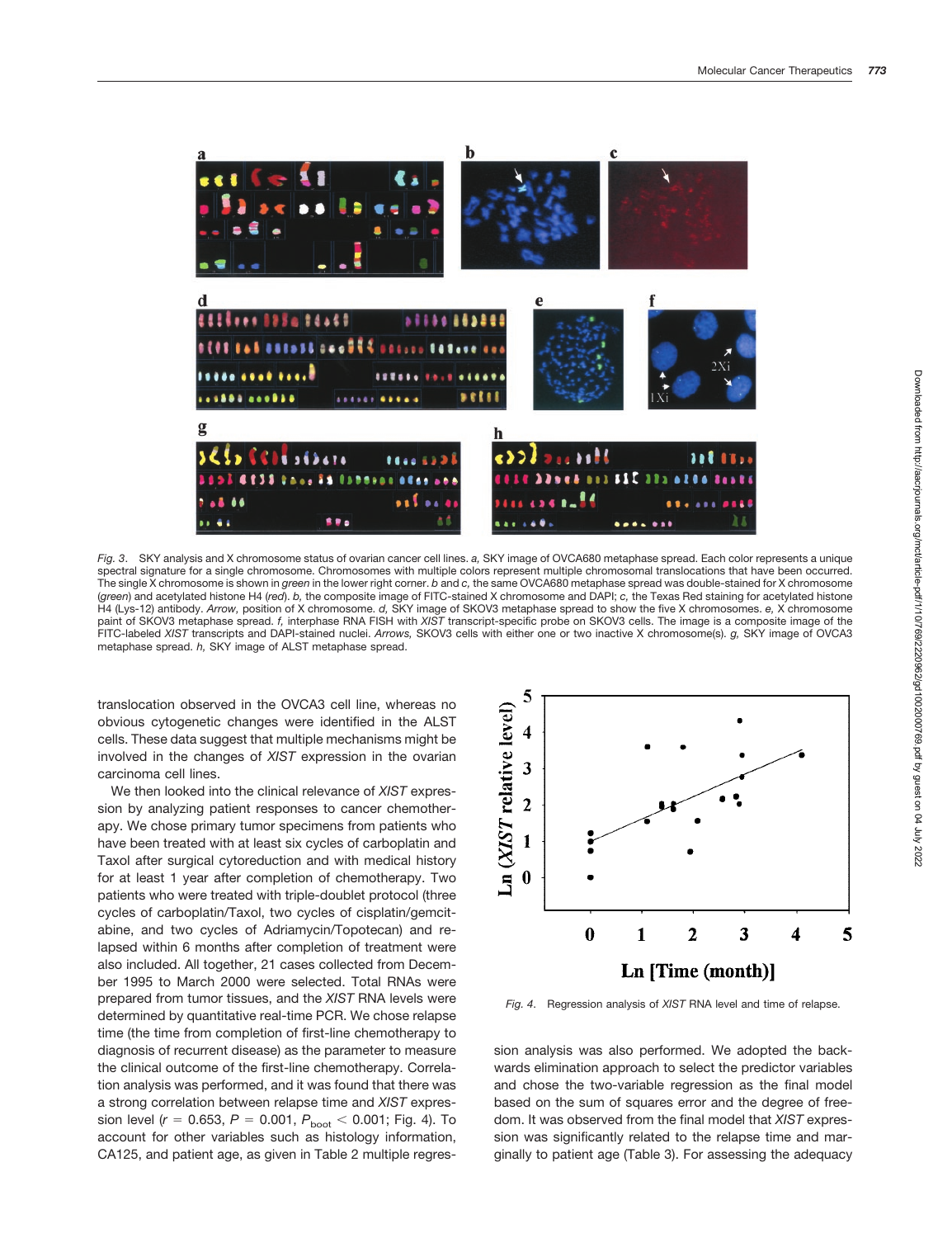*Fig. 3*. SKY analysis and X chromosome status of ovarian cancer cell lines. *a,* SKY image of OVCA680 metaphase spread. Each color represents a unique spectral signature for a single chromosome. Chromosomes with multiple colors represent multiple chromosomal translocations that have been occurred. The single X chromosome is shown in *green* in the lower right corner. *b* and *c,* the same OVCA680 metaphase spread was double-stained for X chromosome (*green*) and acetylated histone H4 (*red*). *b,* the composite image of FITC-stained X chromosome and DAPI; *c,* the Texas Red staining for acetylated histone H4 (Lys-12) antibody. *Arrow,* position of X chromosome. *d,* SKY image of SKOV3 metaphase spread to show the five X chromosomes. *e,* X chromosome paint of SKOV3 metaphase spread. *f,* interphase RNA FISH with *XIST* transcript-specific probe on SKOV3 cells. The image is a composite image of the FITC-labeled *XIST* transcripts and DAPI-stained nuclei. *Arrows,* SKOV3 cells with either one or two inactive X chromosome(s). *g,* SKY image of OVCA3 metaphase spread. *h,* SKY image of ALST metaphase spread.

translocation observed in the OVCA3 cell line, whereas no obvious cytogenetic changes were identified in the ALST cells. These data suggest that multiple mechanisms might be involved in the changes of *XIST* expression in the ovarian carcinoma cell lines.

We then looked into the clinical relevance of *XIST* expression by analyzing patient responses to cancer chemotherapy. We chose primary tumor specimens from patients who have been treated with at least six cycles of carboplatin and Taxol after surgical cytoreduction and with medical history for at least 1 year after completion of chemotherapy. Two patients who were treated with triple-doublet protocol (three cycles of carboplatin/Taxol, two cycles of cisplatin/gemcitabine, and two cycles of Adriamycin/Topotecan) and relapsed within 6 months after completion of treatment were also included. All together, 21 cases collected from December 1995 to March 2000 were selected. Total RNAs were prepared from tumor tissues, and the *XIST* RNA levels were determined by quantitative real-time PCR. We chose relapse time (the time from completion of first-line chemotherapy to diagnosis of recurrent disease) as the parameter to measure the clinical outcome of the first-line chemotherapy. Correlation analysis was performed, and it was found that there was a strong correlation between relapse time and *XIST* expression level ($r = 0.653$, $P = 0.001$, $P_{boot} < 0.001$; Fig. 4). To account for other variables such as histology information, CA125, and patient age, as given in Table 2 multiple regression analysis was also performed. We adopted the backwards elimination approach to select the predictor variables and chose the two-variable regression as the final model based on the sum of squares error and the degree of freedom. It was observed from the final model that *XIST* expression was significantly related to the relapse time and marginally to patient age (Table 3). For assessing the adequacy

*Fig. 4*. Regression analysis of *XIST* RNA level and time of relapse.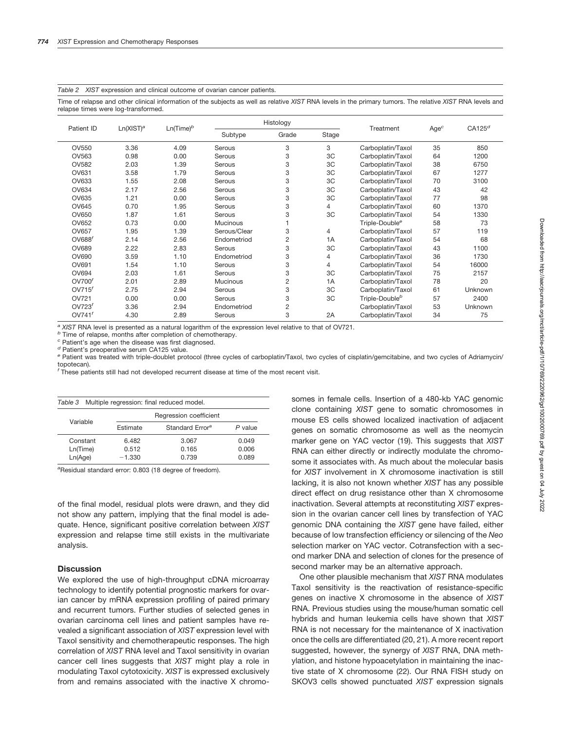*Table 2* XIST expression and clinical outcome of ovarian cancer patients.

Time of relapse and other clinical information of the subjects as well as relative *XIST* RNA levels in the primary tumors. The relative *XIST* RNA levels and relapse times were log-transformed.

| Patient ID | Ln(XIST)[a] | Ln(Time)[b] | Histology | | | Treatment | Age[c] | CA125[d] |
|---|---|---|---|---|---|---|---|---|
| | | | Subtype | Grade | Stage | | | |
| OV550 | 3.36 | 4.09 | Serous | 3 | 3 | Carboplatin/Taxol | 35 | 850 |
| OV563 | 0.98 | 0.00 | Serous | 3 | 3C | Carboplatin/Taxol | 64 | 1200 |
| OV582 | 2.03 | 1.39 | Serous | 3 | 3C | Carboplatin/Taxol | 38 | 6750 |
| OV631 | 3.58 | 1.79 | Serous | 3 | 3C | Carboplatin/Taxol | 67 | 1277 |
| OV633 | 1.55 | 2.08 | Serous | 3 | 3C | Carboplatin/Taxol | 70 | 3100 |
| OV634 | 2.17 | 2.56 | Serous | 3 | 3C | Carboplatin/Taxol | 43 | 42 |
| OV635 | 1.21 | 0.00 | Serous | 3 | 3C | Carboplatin/Taxol | 77 | 98 |
| OV645 | 0.70 | 1.95 | Serous | 3 | 4 | Carboplatin/Taxol | 60 | 1370 |
| OV650 | 1.87 | 1.61 | Serous | 3 | 3C | Carboplatin/Taxol | 54 | 1330 |
| OV652 | 0.73 | 0.00 | Mucinous | 1 | | Triple-Double[e] | 58 | 73 |
| OV657 | 1.95 | 1.39 | Serous/Clear | 3 | 4 | Carboplatin/Taxol | 57 | 119 |
| OV688[f] | 2.14 | 2.56 | Endometriod | 2 | 1A | Carboplatin/Taxol | 54 | 68 |
| OV689 | 2.22 | 2.83 | Serous | 3 | 3C | Carboplatin/Taxol | 43 | 1100 |
| OV690 | 3.59 | 1.10 | Endometriod | 3 | 4 | Carboplatin/Taxol | 36 | 1730 |
| OV691 | 1.54 | 1.10 | Serous | 3 | 4 | Carboplatin/Taxol | 54 | 16000 |
| OV694 | 2.03 | 1.61 | Serous | 3 | 3C | Carboplatin/Taxol | 75 | 2157 |
| OV700[f] | 2.01 | 2.89 | Mucinous | 2 | 1A | Carboplatin/Taxol | 78 | 20 |
| OV715[f] | 2.75 | 2.94 | Serous | 3 | 3C | Carboplatin/Taxol | 61 | Unknown |
| OV721 | 0.00 | 0.00 | Serous | 3 | 3C | Triple-Double[b] | 57 | 2400 |
| OV723[f] | 3.36 | 2.94 | Endometriod | 2 | | Carboplatin/Taxol | 53 | Unknown |
| OV741[f] | 4.30 | 2.89 | Serous | 3 | 2A | Carboplatin/Taxol | 34 | 75 |

[a] *XIST* RNA level is presented as a natural logarithm of the expression level relative to that of OV721.
[b] Time of relapse, months after completion of chemotherapy.
[c] Patient's age when the disease was first diagnosed.
[d] Patient's preoperative serum CA125 value.
[e] Patient was treated with triple-doublet protocol (three cycles of carboplatin/Taxol, two cycles of cisplatin/gemcitabine, and two cycles of Adriamycin/topotecan).
[f] These patients still had not developed recurrent disease at time of the most recent visit.

*Table 3* Multiple regression: final reduced model.

| Variable | Regression coefficient | | |
|---|---|---|---|
| | Estimate | Standard Error[a] | *P* value |
| Constant | 6.482 | 3.067 | 0.049 |
| Ln(Time) | 0.512 | 0.165 | 0.006 |
| Ln(Age) | −1.330 | 0.739 | 0.089 |

[a] Residual standard error: 0.803 (18 degree of freedom).

of the final model, residual plots were drawn, and they did not show any pattern, implying that the final model is adequate. Hence, significant positive correlation between *XIST* expression and relapse time still exists in the multivariate analysis.

## Discussion

We explored the use of high-throughput cDNA microarray technology to identify potential prognostic markers for ovarian cancer by mRNA expression profiling of paired primary and recurrent tumors. Further studies of selected genes in ovarian carcinoma cell lines and patient samples have revealed a significant association of *XIST* expression level with Taxol sensitivity and chemotherapeutic responses. The high correlation of *XIST* RNA level and Taxol sensitivity in ovarian cancer cell lines suggests that *XIST* might play a role in modulating Taxol cytotoxicity. *XIST* is expressed exclusively from and remains associated with the inactive X chromosomes in female cells. Insertion of a 480-kb YAC genomic clone containing *XIST* gene to somatic chromosomes in mouse ES cells showed localized inactivation of adjacent genes on somatic chromosome as well as the neomycin marker gene on YAC vector (19). This suggests that *XIST* RNA can either directly or indirectly modulate the chromosome it associates with. As much about the molecular basis for *XIST* involvement in X chromosome inactivation is still lacking, it is also not known whether *XIST* has any possible direct effect on drug resistance other than X chromosome inactivation. Several attempts at reconstituting *XIST* expression in the ovarian cancer cell lines by transfection of YAC genomic DNA containing the *XIST* gene have failed, either because of low transfection efficiency or silencing of the *Neo* selection marker on YAC vector. Cotransfection with a second marker DNA and selection of clones for the presence of second marker may be an alternative approach.

One other plausible mechanism that *XIST* RNA modulates Taxol sensitivity is the reactivation of resistance-specific genes on inactive X chromosome in the absence of *XIST* RNA. Previous studies using the mouse/human somatic cell hybrids and human leukemia cells have shown that *XIST* RNA is not necessary for the maintenance of X inactivation once the cells are differentiated (20, 21). A more recent report suggested, however, the synergy of *XIST* RNA, DNA methylation, and histone hypoacetylation in maintaining the inactive state of X chromosome (22). Our RNA FISH study on SKOV3 cells showed punctuated *XIST* expression signals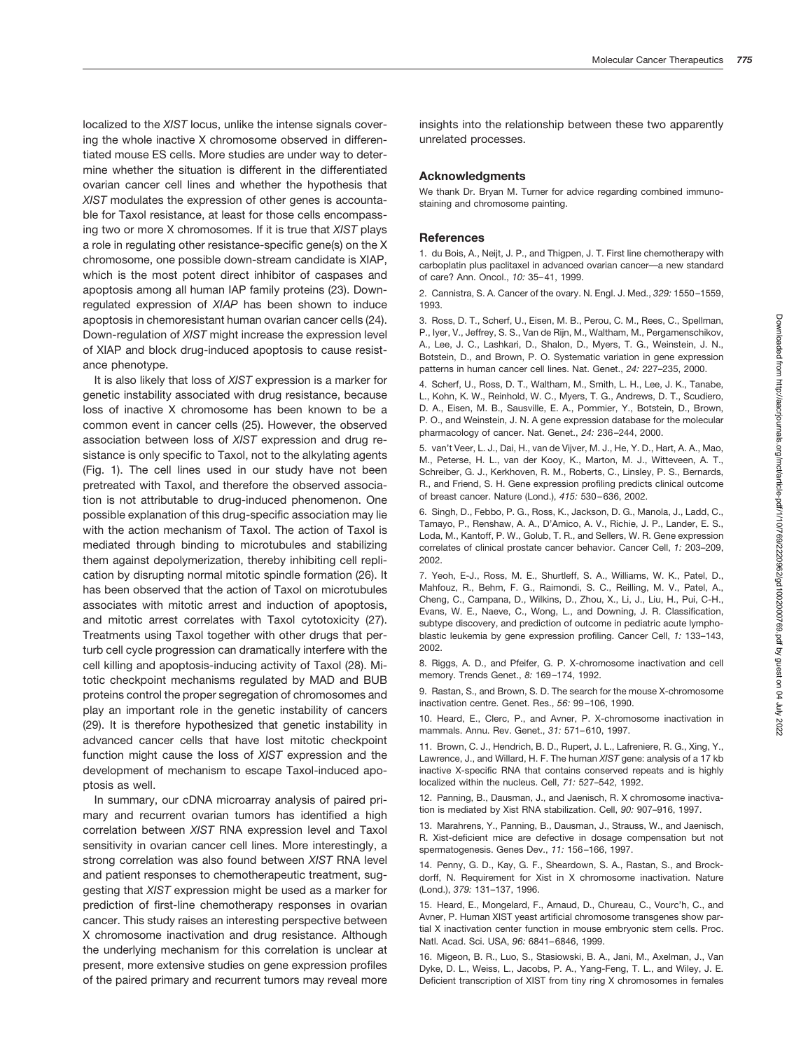localized to the *XIST* locus, unlike the intense signals covering the whole inactive X chromosome observed in differentiated mouse ES cells. More studies are under way to determine whether the situation is different in the differentiated ovarian cancer cell lines and whether the hypothesis that *XIST* modulates the expression of other genes is accountable for Taxol resistance, at least for those cells encompassing two or more X chromosomes. If it is true that *XIST* plays a role in regulating other resistance-specific gene(s) on the X chromosome, one possible down-stream candidate is XIAP, which is the most potent direct inhibitor of caspases and apoptosis among all human IAP family proteins (23). Down-regulated expression of *XIAP* has been shown to induce apoptosis in chemoresistant human ovarian cancer cells (24). Down-regulation of *XIST* might increase the expression level of XIAP and block drug-induced apoptosis to cause resistance phenotype.

It is also likely that loss of *XIST* expression is a marker for genetic instability associated with drug resistance, because loss of inactive X chromosome has been known to be a common event in cancer cells (25). However, the observed association between loss of *XIST* expression and drug resistance is only specific to Taxol, not to the alkylating agents (Fig. 1). The cell lines used in our study have not been pretreated with Taxol, and therefore the observed association is not attributable to drug-induced phenomenon. One possible explanation of this drug-specific association may lie with the action mechanism of Taxol. The action of Taxol is mediated through binding to microtubules and stabilizing them against depolymerization, thereby inhibiting cell replication by disrupting normal mitotic spindle formation (26). It has been observed that the action of Taxol on microtubules associates with mitotic arrest and induction of apoptosis, and mitotic arrest correlates with Taxol cytotoxicity (27). Treatments using Taxol together with other drugs that perturb cell cycle progression can dramatically interfere with the cell killing and apoptosis-inducing activity of Taxol (28). Mitotic checkpoint mechanisms regulated by MAD and BUB proteins control the proper segregation of chromosomes and play an important role in the genetic instability of cancers (29). It is therefore hypothesized that genetic instability in advanced cancer cells that have lost mitotic checkpoint function might cause the loss of *XIST* expression and the development of mechanism to escape Taxol-induced apoptosis as well.

In summary, our cDNA microarray analysis of paired primary and recurrent ovarian tumors has identified a high correlation between *XIST* RNA expression level and Taxol sensitivity in ovarian cancer cell lines. More interestingly, a strong correlation was also found between *XIST* RNA level and patient responses to chemotherapeutic treatment, suggesting that *XIST* expression might be used as a marker for prediction of first-line chemotherapy responses in ovarian cancer. This study raises an interesting perspective between X chromosome inactivation and drug resistance. Although the underlying mechanism for this correlation is unclear at present, more extensive studies on gene expression profiles of the paired primary and recurrent tumors may reveal more insights into the relationship between these two apparently unrelated processes.

## Acknowledgments

We thank Dr. Bryan M. Turner for advice regarding combined immunostaining and chromosome painting.

## References

1. du Bois, A., Neijt, J. P., and Thigpen, J. T. First line chemotherapy with carboplatin plus paclitaxel in advanced ovarian cancer—a new standard of care? Ann. Oncol., *10:* 35–41, 1999.

2. Cannistra, S. A. Cancer of the ovary. N. Engl. J. Med., *329:* 1550–1559, 1993.

3. Ross, D. T., Scherf, U., Eisen, M. B., Perou, C. M., Rees, C., Spellman, P., Iyer, V., Jeffrey, S. S., Van de Rijn, M., Waltham, M., Pergamenschikov, A., Lee, J. C., Lashkari, D., Shalon, D., Myers, T. G., Weinstein, J. N., Botstein, D., and Brown, P. O. Systematic variation in gene expression patterns in human cancer cell lines. Nat. Genet., *24:* 227–235, 2000.

4. Scherf, U., Ross, D. T., Waltham, M., Smith, L. H., Lee, J. K., Tanabe, L., Kohn, K. W., Reinhold, W. C., Myers, T. G., Andrews, D. T., Scudiero, D. A., Eisen, M. B., Sausville, E. A., Pommier, Y., Botstein, D., Brown, P. O., and Weinstein, J. N. A gene expression database for the molecular pharmacology of cancer. Nat. Genet., *24:* 236–244, 2000.

5. van't Veer, L. J., Dai, H., van de Vijver, M. J., He, Y. D., Hart, A. A., Mao, M., Peterse, H. L., van der Kooy, K., Marton, M. J., Witteveen, A. T., Schreiber, G. J., Kerkhoven, R. M., Roberts, C., Linsley, P. S., Bernards, R., and Friend, S. H. Gene expression profiling predicts clinical outcome of breast cancer. Nature (Lond.), *415:* 530–636, 2002.

6. Singh, D., Febbo, P. G., Ross, K., Jackson, D. G., Manola, J., Ladd, C., Tamayo, P., Renshaw, A. A., D'Amico, A. V., Richie, J. P., Lander, E. S., Loda, M., Kantoff, P. W., Golub, T. R., and Sellers, W. R. Gene expression correlates of clinical prostate cancer behavior. Cancer Cell, *1:* 203–209, 2002.

7. Yeoh, E-J., Ross, M. E., Shurtleff, S. A., Williams, W. K., Patel, D., Mahfouz, R., Behm, F. G., Raimondi, S. C., Reilling, M. V., Patel, A., Cheng, C., Campana, D., Wilkins, D., Zhou, X., Li, J., Liu, H., Pui, C-H., Evans, W. E., Naeve, C., Wong, L., and Downing, J. R. Classification, subtype discovery, and prediction of outcome in pediatric acute lymphoblastic leukemia by gene expression profiling. Cancer Cell, *1:* 133–143, 2002.

8. Riggs, A. D., and Pfeifer, G. P. X-chromosome inactivation and cell memory. Trends Genet., *8:* 169–174, 1992.

9. Rastan, S., and Brown, S. D. The search for the mouse X-chromosome inactivation centre. Genet. Res., *56:* 99–106, 1990.

10. Heard, E., Clerc, P., and Avner, P. X-chromosome inactivation in mammals. Annu. Rev. Genet., *31:* 571–610, 1997.

11. Brown, C. J., Hendrich, B. D., Rupert, J. L., Lafreniere, R. G., Xing, Y., Lawrence, J., and Willard, H. F. The human *XIST* gene: analysis of a 17 kb inactive X-specific RNA that contains conserved repeats and is highly localized within the nucleus. Cell, *71:* 527–542, 1992.

12. Panning, B., Dausman, J., and Jaenisch, R. X chromosome inactivation is mediated by Xist RNA stabilization. Cell, *90:* 907–916, 1997.

13. Marahrens, Y., Panning, B., Dausman, J., Strauss, W., and Jaenisch, R. Xist-deficient mice are defective in dosage compensation but not spermatogenesis. Genes Dev., *11:* 156–166, 1997.

14. Penny, G. D., Kay, G. F., Sheardown, S. A., Rastan, S., and Brockdorff, N. Requirement for Xist in X chromosome inactivation. Nature (Lond.), *379:* 131–137, 1996.

15. Heard, E., Mongelard, F., Arnaud, D., Chureau, C., Vourc'h, C., and Avner, P. Human XIST yeast artificial chromosome transgenes show partial X inactivation center function in mouse embryonic stem cells. Proc. Natl. Acad. Sci. USA, *96:* 6841–6846, 1999.

16. Migeon, B. R., Luo, S., Stasiowski, B. A., Jani, M., Axelman, J., Van Dyke, D. L., Weiss, L., Jacobs, P. A., Yang-Feng, T. L., and Wiley, J. E. Deficient transcription of XIST from tiny ring X chromosomes in females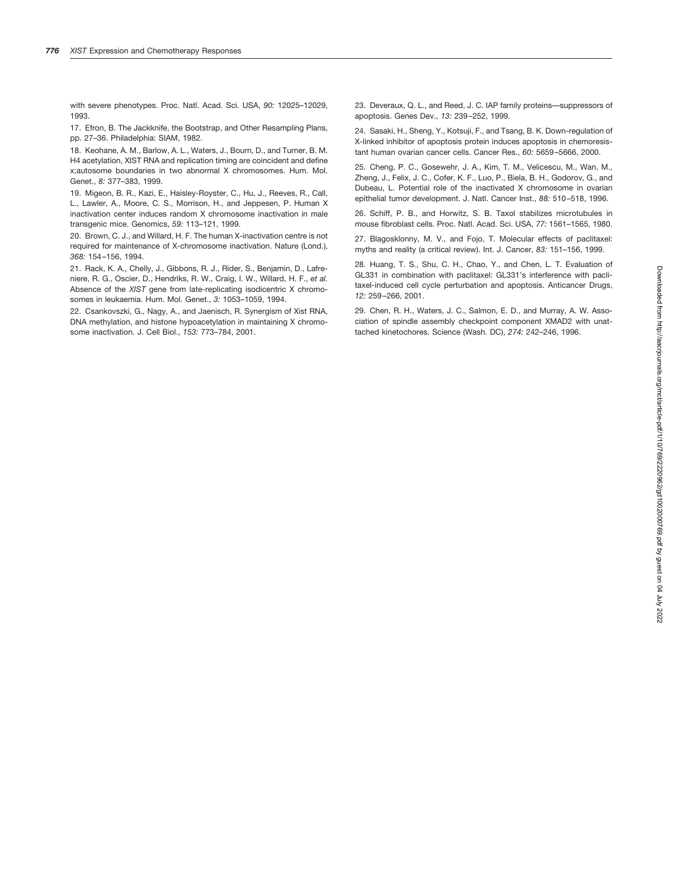with severe phenotypes. Proc. Natl. Acad. Sci. USA, *90:* 12025–12029, 1993.

17. Efron, B. The Jackknife, the Bootstrap, and Other Resampling Plans, pp. 27–36. Philadelphia: SIAM, 1982.

18. Keohane, A. M., Barlow, A. L., Waters, J., Bourn, D., and Turner, B. M. H4 acetylation, XIST RNA and replication timing are coincident and define x;autosome boundaries in two abnormal X chromosomes. Hum. Mol. Genet., *8:* 377–383, 1999.

19. Migeon, B. R., Kazi, E., Haisley-Royster, C., Hu, J., Reeves, R., Call, L., Lawler, A., Moore, C. S., Morrison, H., and Jeppesen, P. Human X inactivation center induces random X chromosome inactivation in male transgenic mice. Genomics, *59:* 113–121, 1999.

20. Brown, C. J., and Willard, H. F. The human X-inactivation centre is not required for maintenance of X-chromosome inactivation. Nature (Lond.), *368:* 154–156, 1994.

21. Rack, K. A., Chelly, J., Gibbons, R. J., Rider, S., Benjamin, D., Lafreniere, R. G., Oscier, D., Hendriks, R. W., Craig, I. W., Willard, H. F., *et al.* Absence of the *XIST* gene from late-replicating isodicentric X chromosomes in leukaemia. Hum. Mol. Genet., *3:* 1053–1059, 1994.

22. Csankovszki, G., Nagy, A., and Jaenisch, R. Synergism of Xist RNA, DNA methylation, and histone hypoacetylation in maintaining X chromosome inactivation. J. Cell Biol., *153:* 773–784, 2001.

23. Deveraux, Q. L., and Reed, J. C. IAP family proteins—suppressors of apoptosis. Genes Dev., *13:* 239–252, 1999.

24. Sasaki, H., Sheng, Y., Kotsuji, F., and Tsang, B. K. Down-regulation of X-linked inhibitor of apoptosis protein induces apoptosis in chemoresistant human ovarian cancer cells. Cancer Res., *60:* 5659–5666, 2000.

25. Cheng, P. C., Gosewehr, J. A., Kim, T. M., Velicescu, M., Wan, M., Zheng, J., Felix, J. C., Cofer, K. F., Luo, P., Biela, B. H., Godorov, G., and Dubeau, L. Potential role of the inactivated X chromosome in ovarian epithelial tumor development. J. Natl. Cancer Inst., *88:* 510–518, 1996.

26. Schiff, P. B., and Horwitz, S. B. Taxol stabilizes microtubules in mouse fibroblast cells. Proc. Natl. Acad. Sci. USA, *77:* 1561–1565, 1980.

27. Blagosklonny, M. V., and Fojo, T. Molecular effects of paclitaxel: myths and reality (a critical review). Int. J. Cancer, *83:* 151–156, 1999.

28. Huang, T. S., Shu, C. H., Chao, Y., and Chen, L. T. Evaluation of GL331 in combination with paclitaxel: GL331's interference with paclitaxel-induced cell cycle perturbation and apoptosis. Anticancer Drugs, *12:* 259–266, 2001.

29. Chen, R. H., Waters, J. C., Salmon, E. D., and Murray, A. W. Association of spindle assembly checkpoint component XMAD2 with unattached kinetochores. Science (Wash. DC), *274:* 242–246, 1996.